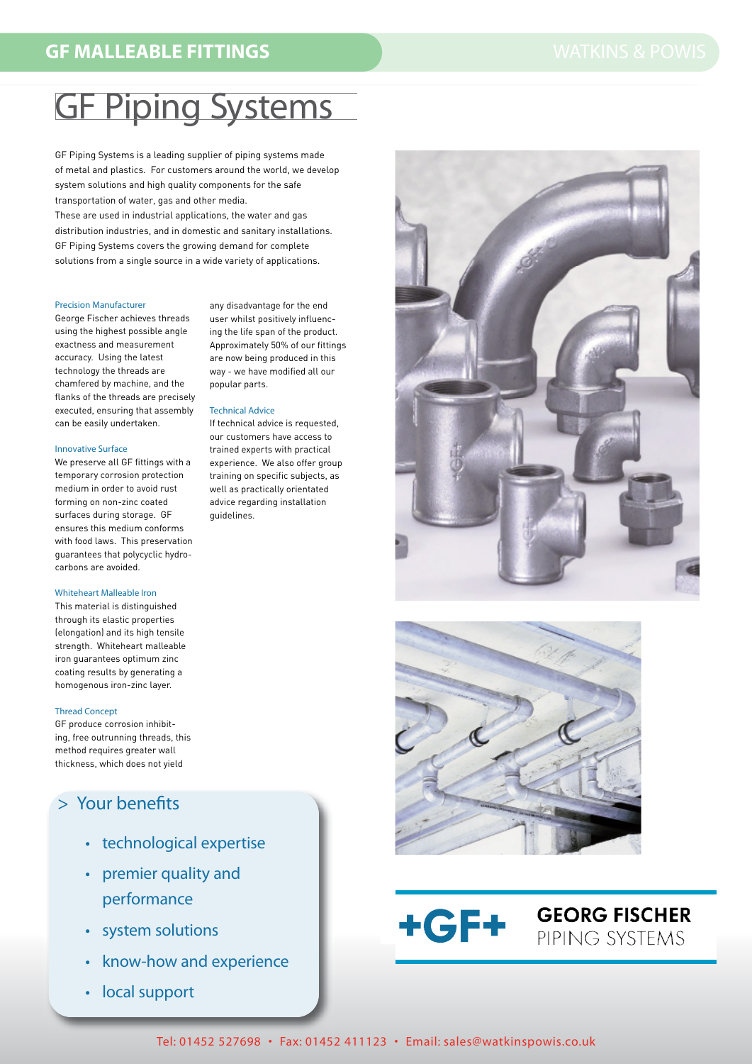# GF Piping Systems

GF Piping Systems is a leading supplier of piping systems made of metal and plastics. For customers around the world, we develop system solutions and high quality components for the safe transportation of water, gas and other media.
These are used in industrial applications, the water and gas distribution industries, and in domestic and sanitary installations.
GF Piping Systems covers the growing demand for complete solutions from a single source in a wide variety of applications.

### Precision Manufacturer

George Fischer achieves threads using the highest possible angle exactness and measurement accuracy. Using the latest technology the threads are chamfered by machine, and the flanks of the threads are precisely executed, ensuring that assembly can be easily undertaken.

### Innovative Surface

We preserve all GF fittings with a temporary corrosion protection medium in order to avoid rust forming on non-zinc coated surfaces during storage. GF ensures this medium conforms with food laws. This preservation guarantees that polycyclic hydrocarbons are avoided.

### Whiteheart Malleable Iron

This material is distinguished through its elastic properties (elongation) and its high tensile strength. Whiteheart malleable iron guarantees optimum zinc coating results by generating a homogenous iron-zinc layer.

### Thread Concept

GF produce corrosion inhibiting, free outrunning threads, this method requires greater wall thickness, which does not yield any disadvantage for the end user whilst positively influencing the life span of the product. Approximately 50% of our fittings are now being produced in this way - we have modified all our popular parts.

### Technical Advice

If technical advice is requested, our customers have access to trained experts with practical experience. We also offer group training on specific subjects, as well as practically orientated advice regarding installation guidelines.

## > Your benefits

- technological expertise
- premier quality and performance
- system solutions
- know-how and experience
- local support

+GF+ GEORG FISCHER PIPING SYSTEMS

Tel: 01452 527698 • Fax: 01452 411123 • Email: sales@watkinspowis.co.uk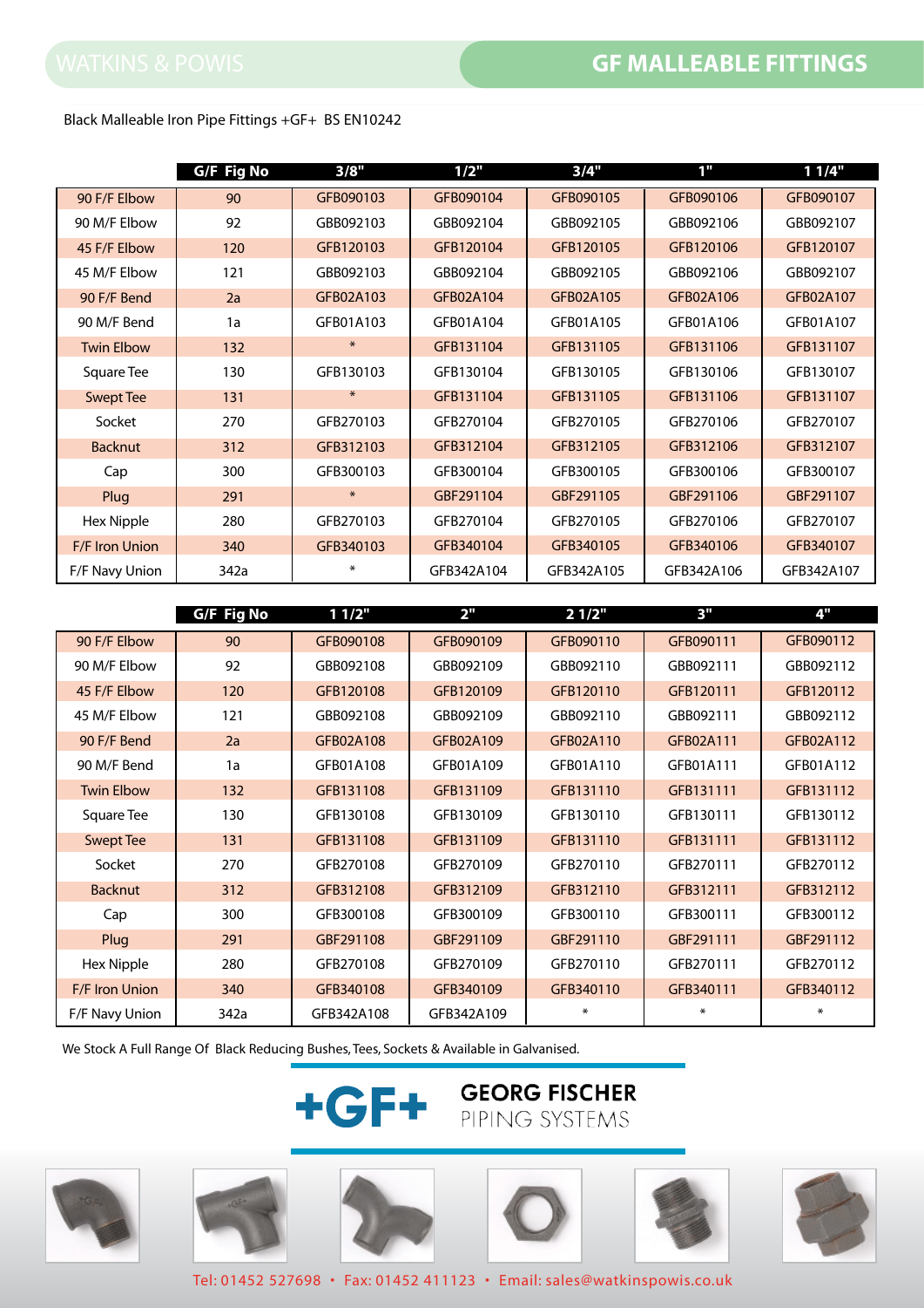Black Malleable Iron Pipe Fittings +GF+ BS EN10242

| | G/F Fig No | 3/8" | 1/2" | 3/4" | 1" | 1 1/4" |
|---|---|---|---|---|---|---|
| 90 F/F Elbow | 90 | GFB090103 | GFB090104 | GFB090105 | GFB090106 | GFB090107 |
| 90 M/F Elbow | 92 | GBB092103 | GBB092104 | GBB092105 | GBB092106 | GBB092107 |
| 45 F/F Elbow | 120 | GFB120103 | GFB120104 | GFB120105 | GFB120106 | GFB120107 |
| 45 M/F Elbow | 121 | GBB092103 | GBB092104 | GBB092105 | GBB092106 | GBB092107 |
| 90 F/F Bend | 2a | GFB02A103 | GFB02A104 | GFB02A105 | GFB02A106 | GFB02A107 |
| 90 M/F Bend | 1a | GFB01A103 | GFB01A104 | GFB01A105 | GFB01A106 | GFB01A107 |
| Twin Elbow | 132 | * | GFB131104 | GFB131105 | GFB131106 | GFB131107 |
| Square Tee | 130 | GFB130103 | GFB130104 | GFB130105 | GFB130106 | GFB130107 |
| Swept Tee | 131 | * | GFB131104 | GFB131105 | GFB131106 | GFB131107 |
| Socket | 270 | GFB270103 | GFB270104 | GFB270105 | GFB270106 | GFB270107 |
| Backnut | 312 | GFB312103 | GFB312104 | GFB312105 | GFB312106 | GFB312107 |
| Cap | 300 | GFB300103 | GFB300104 | GFB300105 | GFB300106 | GFB300107 |
| Plug | 291 | * | GBF291104 | GBF291105 | GBF291106 | GBF291107 |
| Hex Nipple | 280 | GFB270103 | GFB270104 | GFB270105 | GFB270106 | GFB270107 |
| F/F Iron Union | 340 | GFB340103 | GFB340104 | GFB340105 | GFB340106 | GFB340107 |
| F/F Navy Union | 342a | * | GFB342A104 | GFB342A105 | GFB342A106 | GFB342A107 |

| | G/F Fig No | 1 1/2" | 2" | 2 1/2" | 3" | 4" |
|---|---|---|---|---|---|---|
| 90 F/F Elbow | 90 | GFB090108 | GFB090109 | GFB090110 | GFB090111 | GFB090112 |
| 90 M/F Elbow | 92 | GBB092108 | GBB092109 | GBB092110 | GBB092111 | GBB092112 |
| 45 F/F Elbow | 120 | GFB120108 | GFB120109 | GFB120110 | GFB120111 | GFB120112 |
| 45 M/F Elbow | 121 | GBB092108 | GBB092109 | GBB092110 | GBB092111 | GBB092112 |
| 90 F/F Bend | 2a | GFB02A108 | GFB02A109 | GFB02A110 | GFB02A111 | GFB02A112 |
| 90 M/F Bend | 1a | GFB01A108 | GFB01A109 | GFB01A110 | GFB01A111 | GFB01A112 |
| Twin Elbow | 132 | GFB131108 | GFB131109 | GFB131110 | GFB131111 | GFB131112 |
| Square Tee | 130 | GFB130108 | GFB130109 | GFB130110 | GFB130111 | GFB130112 |
| Swept Tee | 131 | GFB131108 | GFB131109 | GFB131110 | GFB131111 | GFB131112 |
| Socket | 270 | GFB270108 | GFB270109 | GFB270110 | GFB270111 | GFB270112 |
| Backnut | 312 | GFB312108 | GFB312109 | GFB312110 | GFB312111 | GFB312112 |
| Cap | 300 | GFB300108 | GFB300109 | GFB300110 | GFB300111 | GFB300112 |
| Plug | 291 | GBF291108 | GBF291109 | GBF291110 | GBF291111 | GBF291112 |
| Hex Nipple | 280 | GFB270108 | GFB270109 | GFB270110 | GFB270111 | GFB270112 |
| F/F Iron Union | 340 | GFB340108 | GFB340109 | GFB340110 | GFB340111 | GFB340112 |
| F/F Navy Union | 342a | GFB342A108 | GFB342A109 | * | * | * |

We Stock A Full Range Of Black Reducing Bushes, Tees, Sockets & Available in Galvanised.

+GF+ GEORG FISCHER PIPING SYSTEMS

Tel: 01452 527698 • Fax: 01452 411123 • Email: sales@watkinspowis.co.uk